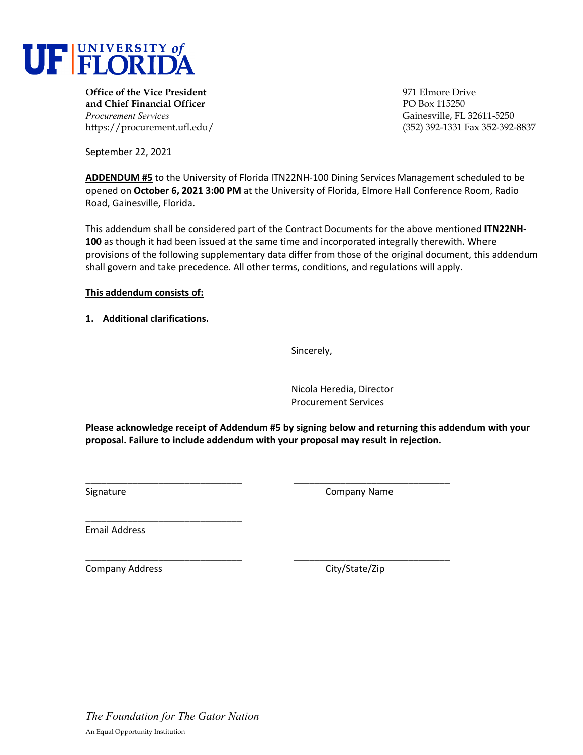# UF UNIVERSITY of FLORIDA

**Office of the Vice President and Chief Financial Officer**
*Procurement Services*
https://procurement.ufl.edu/

971 Elmore Drive
PO Box 115250
Gainesville, FL 32611-5250
(352) 392-1331 Fax 352-392-8837

September 22, 2021

**ADDENDUM #5** to the University of Florida ITN22NH-100 Dining Services Management scheduled to be opened on **October 6, 2021 3:00 PM** at the University of Florida, Elmore Hall Conference Room, Radio Road, Gainesville, Florida.

This addendum shall be considered part of the Contract Documents for the above mentioned **ITN22NH-100** as though it had been issued at the same time and incorporated integrally therewith. Where provisions of the following supplementary data differ from those of the original document, this addendum shall govern and take precedence. All other terms, conditions, and regulations will apply.

**This addendum consists of:**

1. **Additional clarifications.**

Sincerely,

Nicola Heredia, Director
Procurement Services

**Please acknowledge receipt of Addendum #5 by signing below and returning this addendum with your proposal. Failure to include addendum with your proposal may result in rejection.**

______________________________ ______________________________
Signature Company Name

______________________________
Email Address

______________________________ ______________________________
Company Address City/State/Zip

*The Foundation for The Gator Nation*

An Equal Opportunity Institution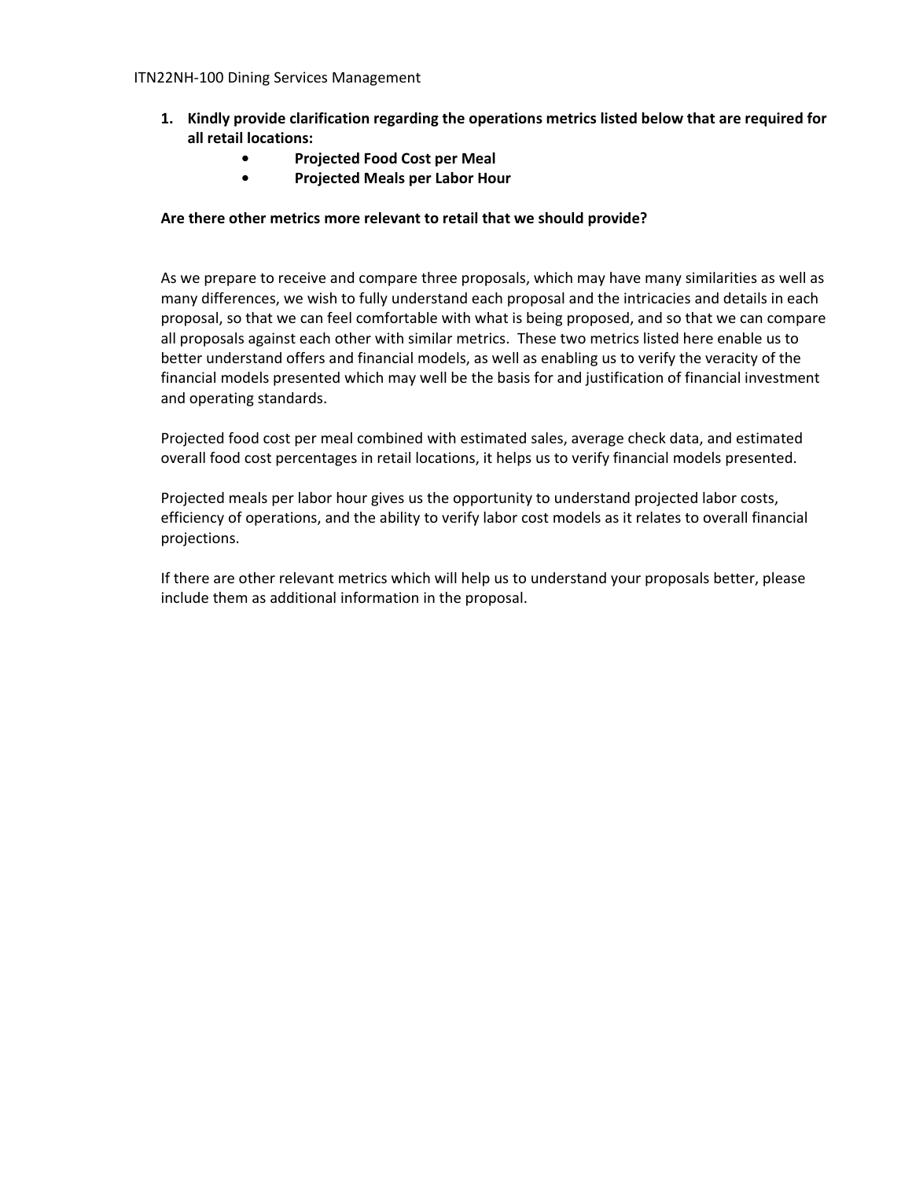1. **Kindly provide clarification regarding the operations metrics listed below that are required for all retail locations:**
   - **Projected Food Cost per Meal**
   - **Projected Meals per Labor Hour**

   **Are there other metrics more relevant to retail that we should provide?**

   As we prepare to receive and compare three proposals, which may have many similarities as well as many differences, we wish to fully understand each proposal and the intricacies and details in each proposal, so that we can feel comfortable with what is being proposed, and so that we can compare all proposals against each other with similar metrics. These two metrics listed here enable us to better understand offers and financial models, as well as enabling us to verify the veracity of the financial models presented which may well be the basis for and justification of financial investment and operating standards.

   Projected food cost per meal combined with estimated sales, average check data, and estimated overall food cost percentages in retail locations, it helps us to verify financial models presented.

   Projected meals per labor hour gives us the opportunity to understand projected labor costs, efficiency of operations, and the ability to verify labor cost models as it relates to overall financial projections.

   If there are other relevant metrics which will help us to understand your proposals better, please include them as additional information in the proposal.